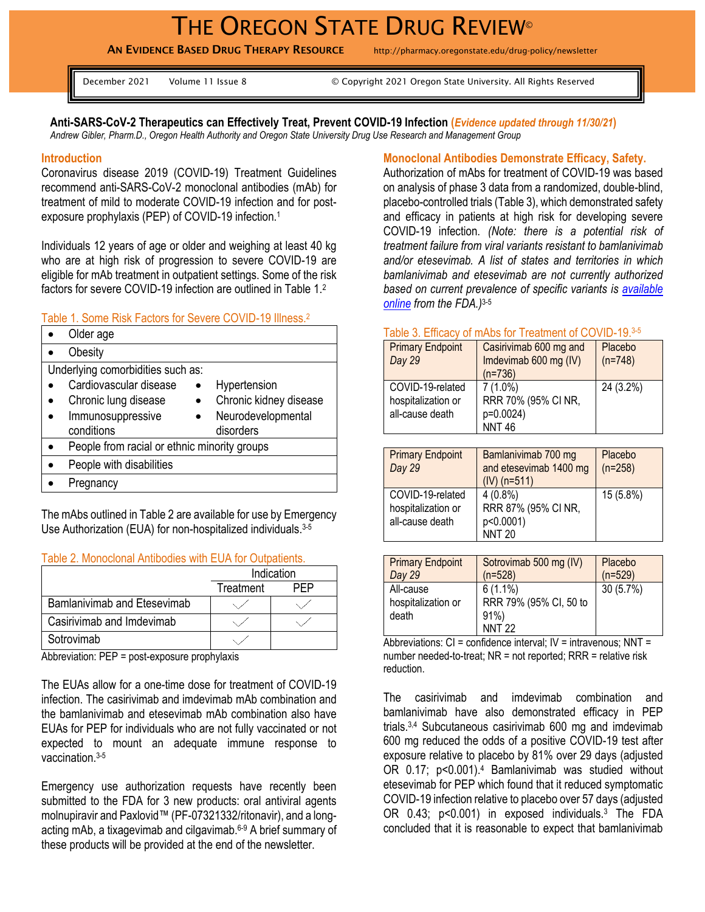# THE OREGON STATE DRUG REVIEW©

**AN EVIDENCE BASED DRUG THERAPY RESOURCE** http://pharmacy.oregonstate.edu/drug-policy/newsletter

December 2021 Volume 11 Issue 8 © Copyright 2021 Oregon State University. All Rights Reserved

## Anti-SARS-CoV-2 Therapeutics can Effectively Treat, Prevent COVID-19 Infection (*Evidence updated through 11/30/21*)

*Andrew Gibler, Pharm.D., Oregon Health Authority and Oregon State University Drug Use Research and Management Group*

### Introduction

Coronavirus disease 2019 (COVID-19) Treatment Guidelines recommend anti-SARS-CoV-2 monoclonal antibodies (mAb) for treatment of mild to moderate COVID-19 infection and for post-exposure prophylaxis (PEP) of COVID-19 infection.[1]

Individuals 12 years of age or older and weighing at least 40 kg who are at high risk of progression to severe COVID-19 are eligible for mAb treatment in outpatient settings. Some of the risk factors for severe COVID-19 infection are outlined in Table 1.[2]

Table 1. Some Risk Factors for Severe COVID-19 Illness.[2]

| |
|---|
| • Older age |
| • Obesity |
| Underlying comorbidities such as:<br>• Cardiovascular disease • Hypertension<br>• Chronic lung disease • Chronic kidney disease<br>• Immunosuppressive conditions • Neurodevelopmental disorders |
| • People from racial or ethnic minority groups |
| • People with disabilities |
| • Pregnancy |

The mAbs outlined in Table 2 are available for use by Emergency Use Authorization (EUA) for non-hospitalized individuals.[3-5]

Table 2. Monoclonal Antibodies with EUA for Outpatients.

| | Indication | |
|---|---|---|
| | Treatment | PEP |
| Bamlanivimab and Etesevimab | ✓ | ✓ |
| Casirivimab and Imdevimab | ✓ | ✓ |
| Sotrovimab | ✓ | |

Abbreviation: PEP = post-exposure prophylaxis

The EUAs allow for a one-time dose for treatment of COVID-19 infection. The casirivimab and imdevimab mAb combination and the bamlanivimab and etesevimab mAb combination also have EUAs for PEP for individuals who are not fully vaccinated or not expected to mount an adequate immune response to vaccination.[3-5]

Emergency use authorization requests have recently been submitted to the FDA for 3 new products: oral antiviral agents molnupiravir and Paxlovid™ (PF-07321332/ritonavir), and a long-acting mAb, a tixagevimab and cilgavimab.[6-9] A brief summary of these products will be provided at the end of the newsletter.

### Monoclonal Antibodies Demonstrate Efficacy, Safety.

Authorization of mAbs for treatment of COVID-19 was based on analysis of phase 3 data from a randomized, double-blind, placebo-controlled trials (Table 3), which demonstrated safety and efficacy in patients at high risk for developing severe COVID-19 infection. *(Note: there is a potential risk of treatment failure from viral variants resistant to bamlanivimab and/or etesevimab. A list of states and territories in which bamlanivimab and etesevimab are not currently authorized based on current prevalence of specific variants is [available online](#) from the FDA.)*[3-5]

Table 3. Efficacy of mAbs for Treatment of COVID-19.[3-5]

| Primary Endpoint *Day 29* | Casirivimab 600 mg and Imdevimab 600 mg (IV) (n=736) | Placebo (n=748) |
|---|---|---|
| COVID-19-related hospitalization or all-cause death | 7 (1.0%)<br>RRR 70% (95% CI NR, p=0.0024)<br>NNT 46 | 24 (3.2%) |
| **Primary Endpoint** *Day 29* | **Bamlanivimab 700 mg and etesevimab 1400 mg (IV) (n=511)** | **Placebo (n=258)** |
| COVID-19-related hospitalization or all-cause death | 4 (0.8%)<br>RRR 87% (95% CI NR, p<0.0001)<br>NNT 20 | 15 (5.8%) |
| **Primary Endpoint** *Day 29* | **Sotrovimab 500 mg (IV) (n=528)** | **Placebo (n=529)** |
| All-cause hospitalization or death | 6 (1.1%)<br>RRR 79% (95% CI, 50 to 91%)<br>NNT 22 | 30 (5.7%) |

Abbreviations: CI = confidence interval; IV = intravenous; NNT = number needed-to-treat; NR = not reported; RRR = relative risk reduction.

The casirivimab and imdevimab combination and bamlanivimab have also demonstrated efficacy in PEP trials.[3,4] Subcutaneous casirivimab 600 mg and imdevimab 600 mg reduced the odds of a positive COVID-19 test after exposure relative to placebo by 81% over 29 days (adjusted OR 0.17; p<0.001).[4] Bamlanivimab was studied without etesevimab for PEP which found that it reduced symptomatic COVID-19 infection relative to placebo over 57 days (adjusted OR 0.43; p<0.001) in exposed individuals.[3] The FDA concluded that it is reasonable to expect that bamlanivimab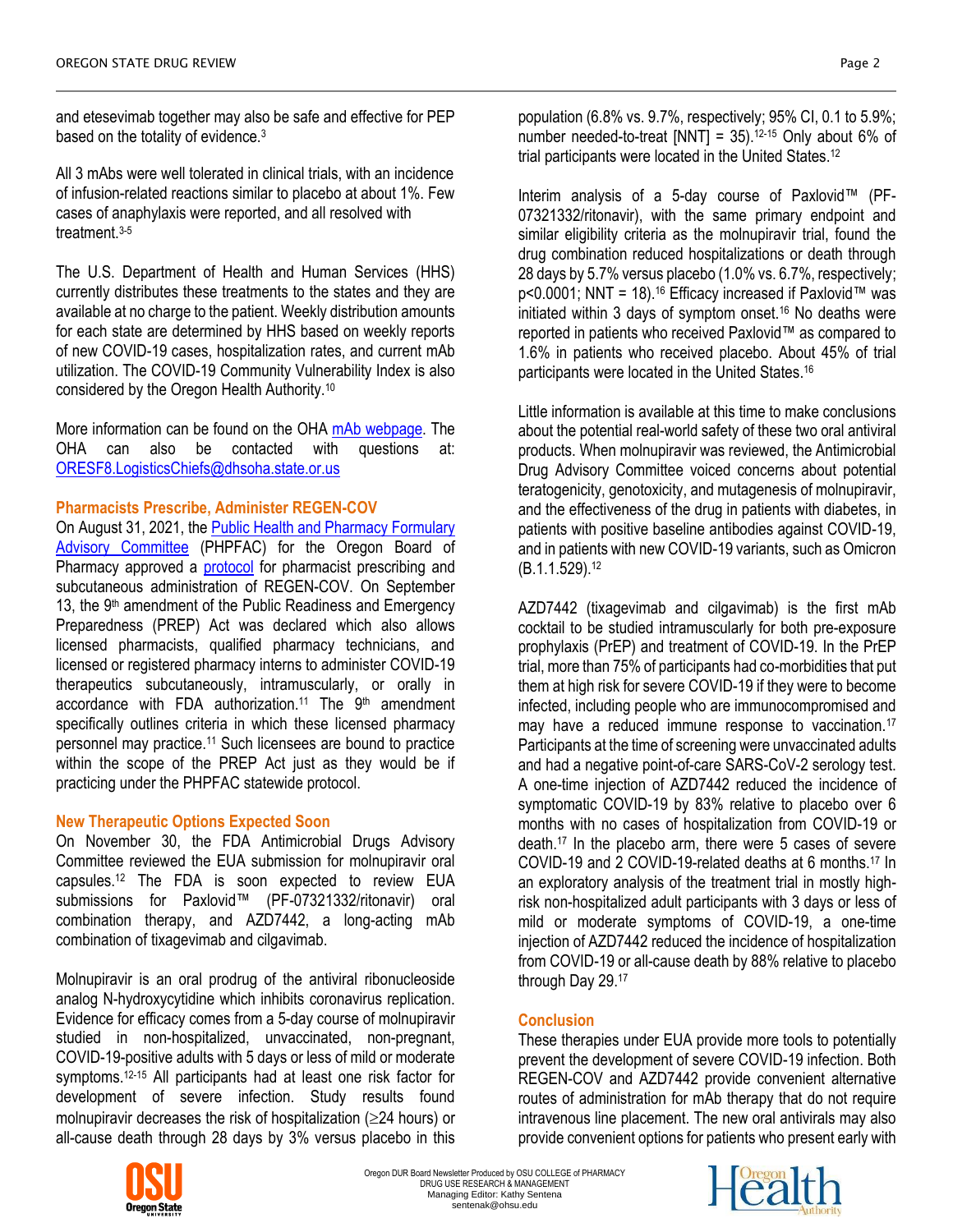and etesevimab together may also be safe and effective for PEP based on the totality of evidence.[3]

All 3 mAbs were well tolerated in clinical trials, with an incidence of infusion-related reactions similar to placebo at about 1%. Few cases of anaphylaxis were reported, and all resolved with treatment.[3-5]

The U.S. Department of Health and Human Services (HHS) currently distributes these treatments to the states and they are available at no charge to the patient. Weekly distribution amounts for each state are determined by HHS based on weekly reports of new COVID-19 cases, hospitalization rates, and current mAb utilization. The COVID-19 Community Vulnerability Index is also considered by the Oregon Health Authority.[10]

More information can be found on the OHA mAb webpage. The OHA can also be contacted with questions at: ORESF8.LogisticsChiefs@dhsoha.state.or.us

## Pharmacists Prescribe, Administer REGEN-COV

On August 31, 2021, the Public Health and Pharmacy Formulary Advisory Committee (PHPFAC) for the Oregon Board of Pharmacy approved a protocol for pharmacist prescribing and subcutaneous administration of REGEN-COV. On September 13, the 9th amendment of the Public Readiness and Emergency Preparedness (PREP) Act was declared which also allows licensed pharmacists, qualified pharmacy technicians, and licensed or registered pharmacy interns to administer COVID-19 therapeutics subcutaneously, intramuscularly, or orally in accordance with FDA authorization.[11] The 9th amendment specifically outlines criteria in which these licensed pharmacy personnel may practice.[11] Such licensees are bound to practice within the scope of the PREP Act just as they would be if practicing under the PHPFAC statewide protocol.

## New Therapeutic Options Expected Soon

On November 30, the FDA Antimicrobial Drugs Advisory Committee reviewed the EUA submission for molnupiravir oral capsules.[12] The FDA is soon expected to review EUA submissions for Paxlovid™ (PF-07321332/ritonavir) oral combination therapy, and AZD7442, a long-acting mAb combination of tixagevimab and cilgavimab.

Molnupiravir is an oral prodrug of the antiviral ribonucleoside analog N-hydroxycytidine which inhibits coronavirus replication. Evidence for efficacy comes from a 5-day course of molnupiravir studied in non-hospitalized, unvaccinated, non-pregnant, COVID-19-positive adults with 5 days or less of mild or moderate symptoms.[12-15] All participants had at least one risk factor for development of severe infection. Study results found molnupiravir decreases the risk of hospitalization (≥24 hours) or all-cause death through 28 days by 3% versus placebo in this population (6.8% vs. 9.7%, respectively; 95% CI, 0.1 to 5.9%; number needed-to-treat [NNT] = 35).[12-15] Only about 6% of trial participants were located in the United States.[12]

Interim analysis of a 5-day course of Paxlovid™ (PF-07321332/ritonavir), with the same primary endpoint and similar eligibility criteria as the molnupiravir trial, found the drug combination reduced hospitalizations or death through 28 days by 5.7% versus placebo (1.0% vs. 6.7%, respectively; $p<0.0001$; NNT = 18).[16] Efficacy increased if Paxlovid™ was initiated within 3 days of symptom onset.[16] No deaths were reported in patients who received Paxlovid™ as compared to 1.6% in patients who received placebo. About 45% of trial participants were located in the United States.[16]

Little information is available at this time to make conclusions about the potential real-world safety of these two oral antiviral products. When molnupiravir was reviewed, the Antimicrobial Drug Advisory Committee voiced concerns about potential teratogenicity, genotoxicity, and mutagenesis of molnupiravir, and the effectiveness of the drug in patients with diabetes, in patients with positive baseline antibodies against COVID-19, and in patients with new COVID-19 variants, such as Omicron (B.1.1.529).[12]

AZD7442 (tixagevimab and cilgavimab) is the first mAb cocktail to be studied intramuscularly for both pre-exposure prophylaxis (PrEP) and treatment of COVID-19. In the PrEP trial, more than 75% of participants had co-morbidities that put them at high risk for severe COVID-19 if they were to become infected, including people who are immunocompromised and may have a reduced immune response to vaccination.[17] Participants at the time of screening were unvaccinated adults and had a negative point-of-care SARS-CoV-2 serology test. A one-time injection of AZD7442 reduced the incidence of symptomatic COVID-19 by 83% relative to placebo over 6 months with no cases of hospitalization from COVID-19 or death.[17] In the placebo arm, there were 5 cases of severe COVID-19 and 2 COVID-19-related deaths at 6 months.[17] In an exploratory analysis of the treatment trial in mostly high-risk non-hospitalized adult participants with 3 days or less of mild or moderate symptoms of COVID-19, a one-time injection of AZD7442 reduced the incidence of hospitalization from COVID-19 or all-cause death by 88% relative to placebo through Day 29.[17]

## Conclusion

These therapies under EUA provide more tools to potentially prevent the development of severe COVID-19 infection. Both REGEN-COV and AZD7442 provide convenient alternative routes of administration for mAb therapy that do not require intravenous line placement. The new oral antivirals may also provide convenient options for patients who present early with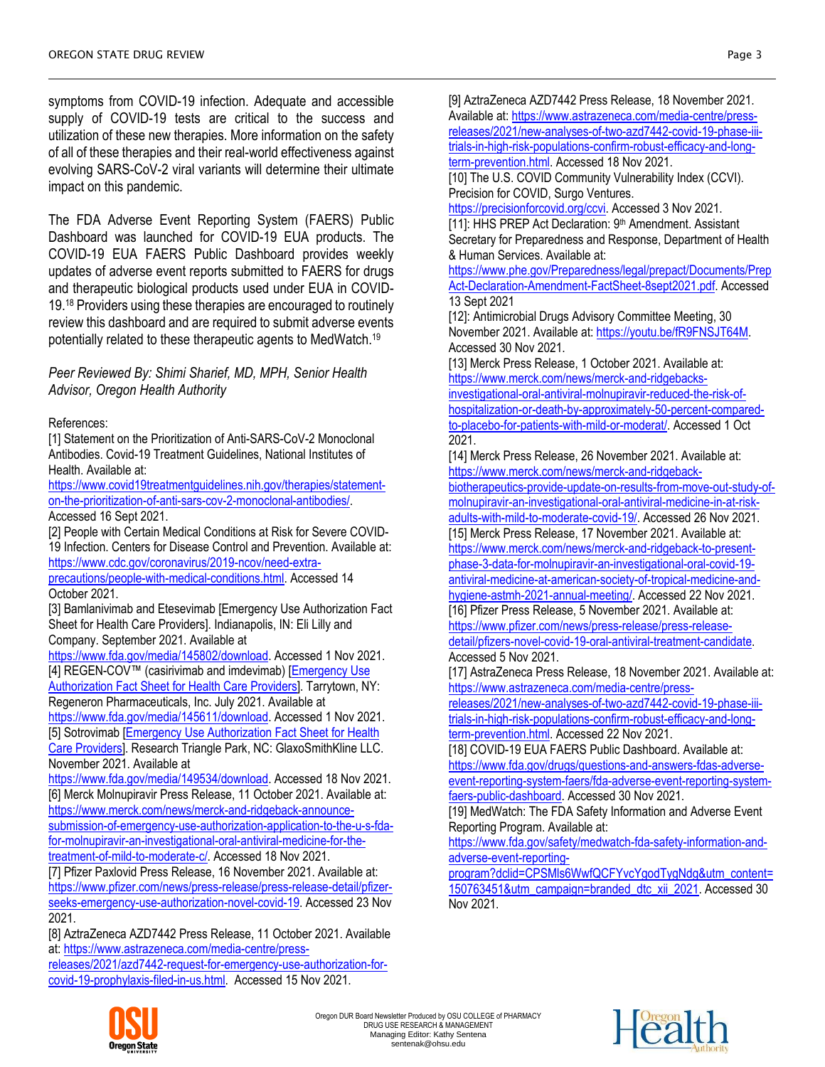symptoms from COVID-19 infection. Adequate and accessible supply of COVID-19 tests are critical to the success and utilization of these new therapies. More information on the safety of all of these therapies and their real-world effectiveness against evolving SARS-CoV-2 viral variants will determine their ultimate impact on this pandemic.

The FDA Adverse Event Reporting System (FAERS) Public Dashboard was launched for COVID-19 EUA products. The COVID-19 EUA FAERS Public Dashboard provides weekly updates of adverse event reports submitted to FAERS for drugs and therapeutic biological products used under EUA in COVID-19.[18] Providers using these therapies are encouraged to routinely review this dashboard and are required to submit adverse events potentially related to these therapeutic agents to MedWatch.[19]

*Peer Reviewed By: Shimi Sharief, MD, MPH, Senior Health Advisor, Oregon Health Authority*

References:

[1] Statement on the Prioritization of Anti-SARS-CoV-2 Monoclonal Antibodies. Covid-19 Treatment Guidelines, National Institutes of Health. Available at: https://www.covid19treatmentguidelines.nih.gov/therapies/statement-on-the-prioritization-of-anti-sars-cov-2-monoclonal-antibodies/. Accessed 16 Sept 2021.

[2] People with Certain Medical Conditions at Risk for Severe COVID-19 Infection. Centers for Disease Control and Prevention. Available at: https://www.cdc.gov/coronavirus/2019-ncov/need-extra-precautions/people-with-medical-conditions.html. Accessed 14 October 2021.

[3] Bamlanivimab and Etesevimab [Emergency Use Authorization Fact Sheet for Health Care Providers]. Indianapolis, IN: Eli Lilly and Company. September 2021. Available at https://www.fda.gov/media/145802/download. Accessed 1 Nov 2021.

[4] REGEN-COV™ (casirivimab and imdevimab) [Emergency Use Authorization Fact Sheet for Health Care Providers]. Tarrytown, NY: Regeneron Pharmaceuticals, Inc. July 2021. Available at https://www.fda.gov/media/145611/download. Accessed 1 Nov 2021.

[5] Sotrovimab [Emergency Use Authorization Fact Sheet for Health Care Providers]. Research Triangle Park, NC: GlaxoSmithKline LLC. November 2021. Available at https://www.fda.gov/media/149534/download. Accessed 18 Nov 2021.

[6] Merck Molnupiravir Press Release, 11 October 2021. Available at: https://www.merck.com/news/merck-and-ridgeback-announce-submission-of-emergency-use-authorization-application-to-the-u-s-fda-for-molnupiravir-an-investigational-oral-antiviral-medicine-for-the-treatment-of-mild-to-moderate-c/. Accessed 18 Nov 2021.

[7] Pfizer Paxlovid Press Release, 16 November 2021. Available at: https://www.pfizer.com/news/press-release/press-release-detail/pfizer-seeks-emergency-use-authorization-novel-covid-19. Accessed 23 Nov 2021.

[8] AztraZeneca AZD7442 Press Release, 11 October 2021. Available at: https://www.astrazeneca.com/media-centre/press-releases/2021/azd7442-request-for-emergency-use-authorization-for-covid-19-prophylaxis-filed-in-us.html. Accessed 15 Nov 2021.

[9] AztraZeneca AZD7442 Press Release, 18 November 2021. Available at: https://www.astrazeneca.com/media-centre/press-releases/2021/new-analyses-of-two-azd7442-covid-19-phase-iii-trials-in-high-risk-populations-confirm-robust-efficacy-and-long-term-prevention.html. Accessed 18 Nov 2021.

[10] The U.S. COVID Community Vulnerability Index (CCVI). Precision for COVID, Surgo Ventures. https://precisionforcovid.org/ccvi. Accessed 3 Nov 2021.

[11]: HHS PREP Act Declaration: 9th Amendment. Assistant Secretary for Preparedness and Response, Department of Health & Human Services. Available at: https://www.phe.gov/Preparedness/legal/prepact/Documents/PrepAct-Declaration-Amendment-FactSheet-8sept2021.pdf. Accessed 13 Sept 2021

[12]: Antimicrobial Drugs Advisory Committee Meeting, 30 November 2021. Available at: https://youtu.be/fR9FNSJT64M. Accessed 30 Nov 2021.

[13] Merck Press Release, 1 October 2021. Available at: https://www.merck.com/news/merck-and-ridgebacks-investigational-oral-antiviral-molnupiravir-reduced-the-risk-of-hospitalization-or-death-by-approximately-50-percent-compared-to-placebo-for-patients-with-mild-or-moderat/. Accessed 1 Oct 2021.

[14] Merck Press Release, 26 November 2021. Available at: https://www.merck.com/news/merck-and-ridgeback-biotherapeutics-provide-update-on-results-from-move-out-study-of-molnupiravir-an-investigational-oral-antiviral-medicine-in-at-risk-adults-with-mild-to-moderate-covid-19/. Accessed 26 Nov 2021.

[15] Merck Press Release, 17 November 2021. Available at: https://www.merck.com/news/merck-and-ridgeback-to-present-phase-3-data-for-molnupiravir-an-investigational-oral-covid-19-antiviral-medicine-at-american-society-of-tropical-medicine-and-hygiene-astmh-2021-annual-meeting/. Accessed 22 Nov 2021.

[16] Pfizer Press Release, 5 November 2021. Available at: https://www.pfizer.com/news/press-release/press-release-detail/pfizers-novel-covid-19-oral-antiviral-treatment-candidate. Accessed 5 Nov 2021.

[17] AstraZeneca Press Release, 18 November 2021. Available at: https://www.astrazeneca.com/media-centre/press-releases/2021/new-analyses-of-two-azd7442-covid-19-phase-iii-trials-in-high-risk-populations-confirm-robust-efficacy-and-long-term-prevention.html. Accessed 22 Nov 2021.

[18] COVID-19 EUA FAERS Public Dashboard. Available at: https://www.fda.gov/drugs/questions-and-answers-fdas-adverse-event-reporting-system-faers/fda-adverse-event-reporting-system-faers-public-dashboard. Accessed 30 Nov 2021.

[19] MedWatch: The FDA Safety Information and Adverse Event Reporting Program. Available at: https://www.fda.gov/safety/medwatch-fda-safety-information-and-adverse-event-reporting-program?dclid=CPSMls6WwfQCFYvcYgodTygNdg&utm_content=150763451&utm_campaign=branded_dtc_xii_2021. Accessed 30 Nov 2021.

Oregon DUR Board Newsletter Produced by OSU COLLEGE of PHARMACY DRUG USE RESEARCH & MANAGEMENT
Managing Editor: Kathy Sentena
sentenak@ohsu.edu